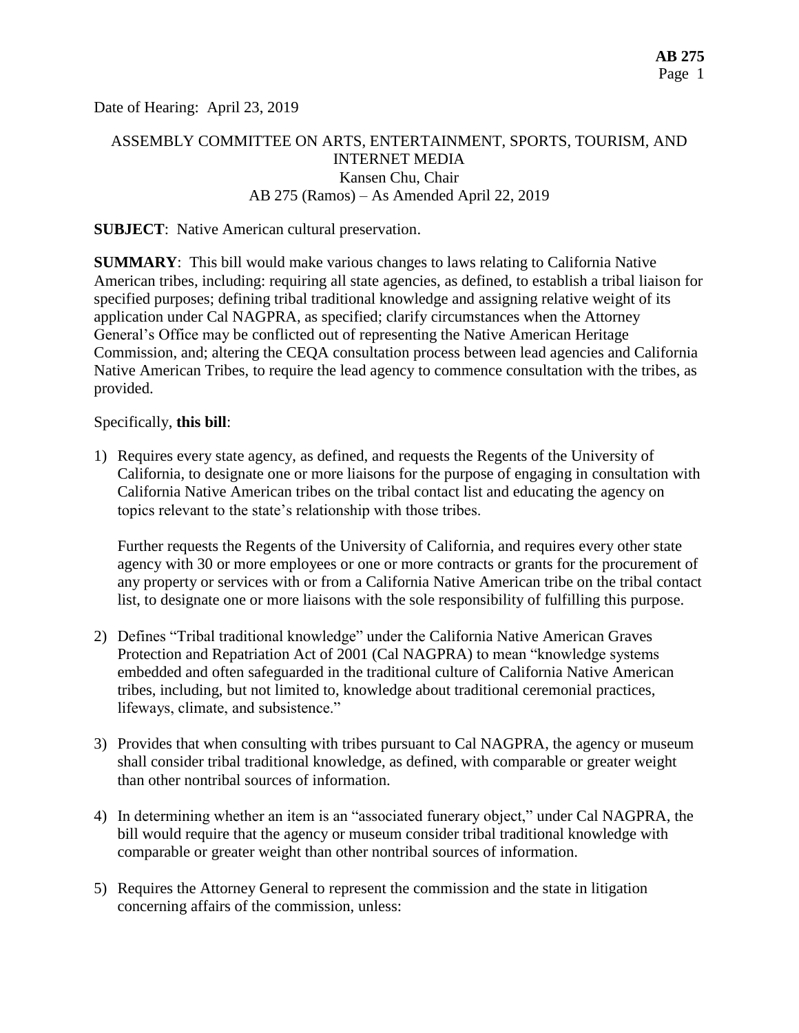Date of Hearing: April 23, 2019

ASSEMBLY COMMITTEE ON ARTS, ENTERTAINMENT, SPORTS, TOURISM, AND INTERNET MEDIA
Kansen Chu, Chair
AB 275 (Ramos) – As Amended April 22, 2019

**SUBJECT**: Native American cultural preservation.

**SUMMARY**: This bill would make various changes to laws relating to California Native American tribes, including: requiring all state agencies, as defined, to establish a tribal liaison for specified purposes; defining tribal traditional knowledge and assigning relative weight of its application under Cal NAGPRA, as specified; clarify circumstances when the Attorney General's Office may be conflicted out of representing the Native American Heritage Commission, and; altering the CEQA consultation process between lead agencies and California Native American Tribes, to require the lead agency to commence consultation with the tribes, as provided.

Specifically, **this bill**:

1) Requires every state agency, as defined, and requests the Regents of the University of California, to designate one or more liaisons for the purpose of engaging in consultation with California Native American tribes on the tribal contact list and educating the agency on topics relevant to the state's relationship with those tribes.

   Further requests the Regents of the University of California, and requires every other state agency with 30 or more employees or one or more contracts or grants for the procurement of any property or services with or from a California Native American tribe on the tribal contact list, to designate one or more liaisons with the sole responsibility of fulfilling this purpose.

2) Defines "Tribal traditional knowledge" under the California Native American Graves Protection and Repatriation Act of 2001 (Cal NAGPRA) to mean "knowledge systems embedded and often safeguarded in the traditional culture of California Native American tribes, including, but not limited to, knowledge about traditional ceremonial practices, lifeways, climate, and subsistence."

3) Provides that when consulting with tribes pursuant to Cal NAGPRA, the agency or museum shall consider tribal traditional knowledge, as defined, with comparable or greater weight than other nontribal sources of information.

4) In determining whether an item is an "associated funerary object," under Cal NAGPRA, the bill would require that the agency or museum consider tribal traditional knowledge with comparable or greater weight than other nontribal sources of information.

5) Requires the Attorney General to represent the commission and the state in litigation concerning affairs of the commission, unless: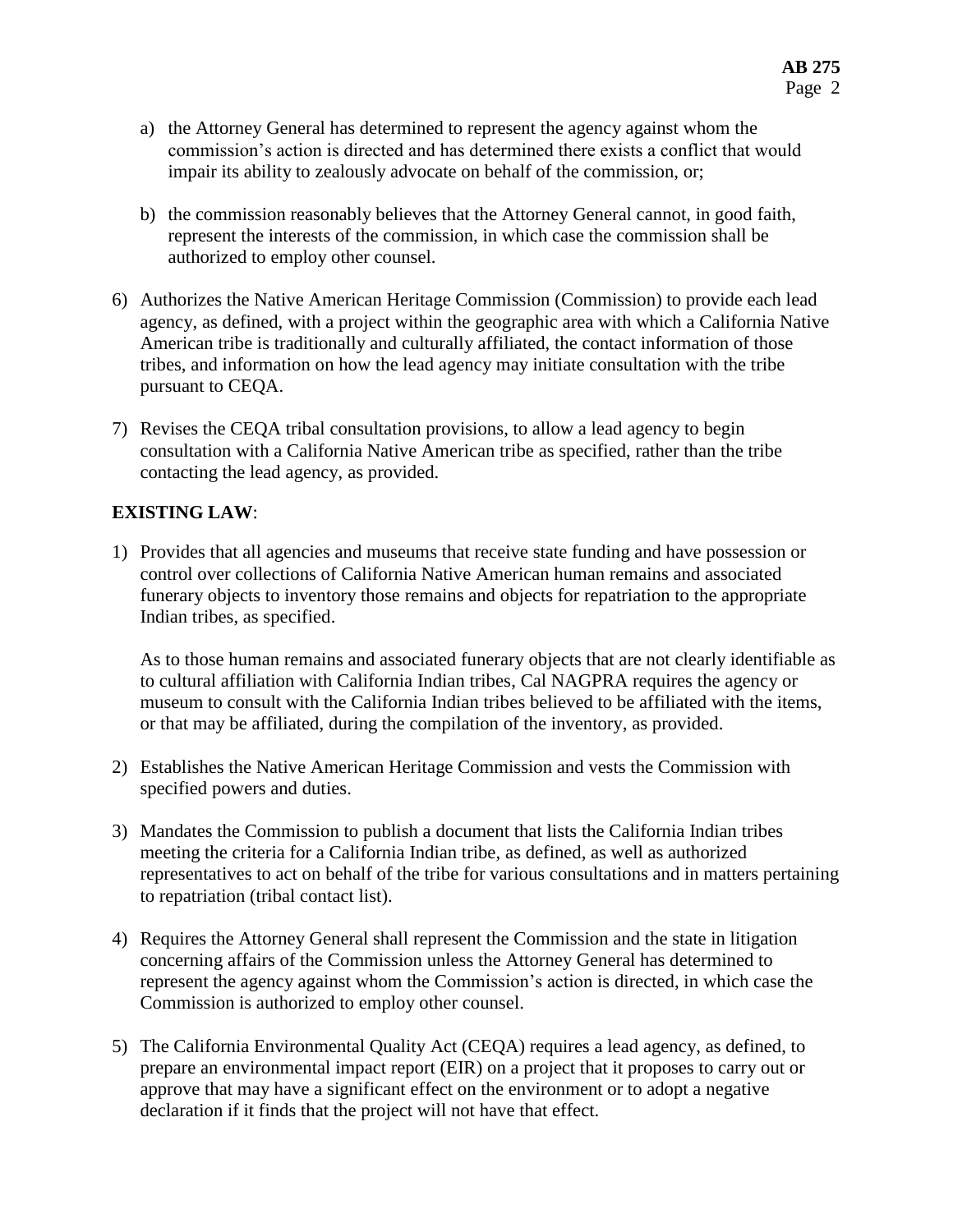a) the Attorney General has determined to represent the agency against whom the commission's action is directed and has determined there exists a conflict that would impair its ability to zealously advocate on behalf of the commission, or;

b) the commission reasonably believes that the Attorney General cannot, in good faith, represent the interests of the commission, in which case the commission shall be authorized to employ other counsel.

6) Authorizes the Native American Heritage Commission (Commission) to provide each lead agency, as defined, with a project within the geographic area with which a California Native American tribe is traditionally and culturally affiliated, the contact information of those tribes, and information on how the lead agency may initiate consultation with the tribe pursuant to CEQA.

7) Revises the CEQA tribal consultation provisions, to allow a lead agency to begin consultation with a California Native American tribe as specified, rather than the tribe contacting the lead agency, as provided.

**EXISTING LAW**:

1) Provides that all agencies and museums that receive state funding and have possession or control over collections of California Native American human remains and associated funerary objects to inventory those remains and objects for repatriation to the appropriate Indian tribes, as specified.

   As to those human remains and associated funerary objects that are not clearly identifiable as to cultural affiliation with California Indian tribes, Cal NAGPRA requires the agency or museum to consult with the California Indian tribes believed to be affiliated with the items, or that may be affiliated, during the compilation of the inventory, as provided.

2) Establishes the Native American Heritage Commission and vests the Commission with specified powers and duties.

3) Mandates the Commission to publish a document that lists the California Indian tribes meeting the criteria for a California Indian tribe, as defined, as well as authorized representatives to act on behalf of the tribe for various consultations and in matters pertaining to repatriation (tribal contact list).

4) Requires the Attorney General shall represent the Commission and the state in litigation concerning affairs of the Commission unless the Attorney General has determined to represent the agency against whom the Commission's action is directed, in which case the Commission is authorized to employ other counsel.

5) The California Environmental Quality Act (CEQA) requires a lead agency, as defined, to prepare an environmental impact report (EIR) on a project that it proposes to carry out or approve that may have a significant effect on the environment or to adopt a negative declaration if it finds that the project will not have that effect.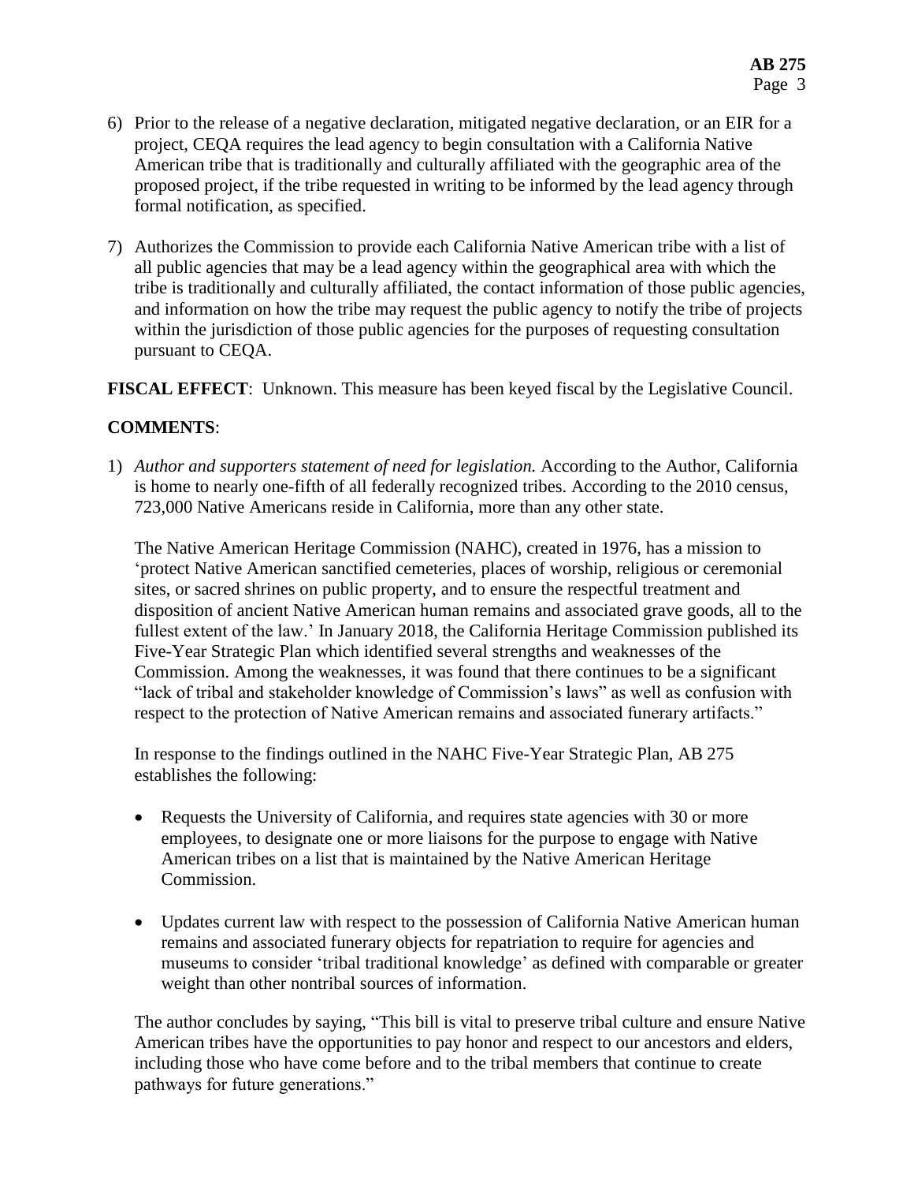6) Prior to the release of a negative declaration, mitigated negative declaration, or an EIR for a project, CEQA requires the lead agency to begin consultation with a California Native American tribe that is traditionally and culturally affiliated with the geographic area of the proposed project, if the tribe requested in writing to be informed by the lead agency through formal notification, as specified.

7) Authorizes the Commission to provide each California Native American tribe with a list of all public agencies that may be a lead agency within the geographical area with which the tribe is traditionally and culturally affiliated, the contact information of those public agencies, and information on how the tribe may request the public agency to notify the tribe of projects within the jurisdiction of those public agencies for the purposes of requesting consultation pursuant to CEQA.

**FISCAL EFFECT**: Unknown. This measure has been keyed fiscal by the Legislative Council.

**COMMENTS**:

1) *Author and supporters statement of need for legislation.* According to the Author, California is home to nearly one-fifth of all federally recognized tribes. According to the 2010 census, 723,000 Native Americans reside in California, more than any other state.

   The Native American Heritage Commission (NAHC), created in 1976, has a mission to 'protect Native American sanctified cemeteries, places of worship, religious or ceremonial sites, or sacred shrines on public property, and to ensure the respectful treatment and disposition of ancient Native American human remains and associated grave goods, all to the fullest extent of the law.' In January 2018, the California Heritage Commission published its Five-Year Strategic Plan which identified several strengths and weaknesses of the Commission. Among the weaknesses, it was found that there continues to be a significant "lack of tribal and stakeholder knowledge of Commission's laws" as well as confusion with respect to the protection of Native American remains and associated funerary artifacts."

   In response to the findings outlined in the NAHC Five-Year Strategic Plan, AB 275 establishes the following:

   - Requests the University of California, and requires state agencies with 30 or more employees, to designate one or more liaisons for the purpose to engage with Native American tribes on a list that is maintained by the Native American Heritage Commission.

   - Updates current law with respect to the possession of California Native American human remains and associated funerary objects for repatriation to require for agencies and museums to consider 'tribal traditional knowledge' as defined with comparable or greater weight than other nontribal sources of information.

   The author concludes by saying, "This bill is vital to preserve tribal culture and ensure Native American tribes have the opportunities to pay honor and respect to our ancestors and elders, including those who have come before and to the tribal members that continue to create pathways for future generations."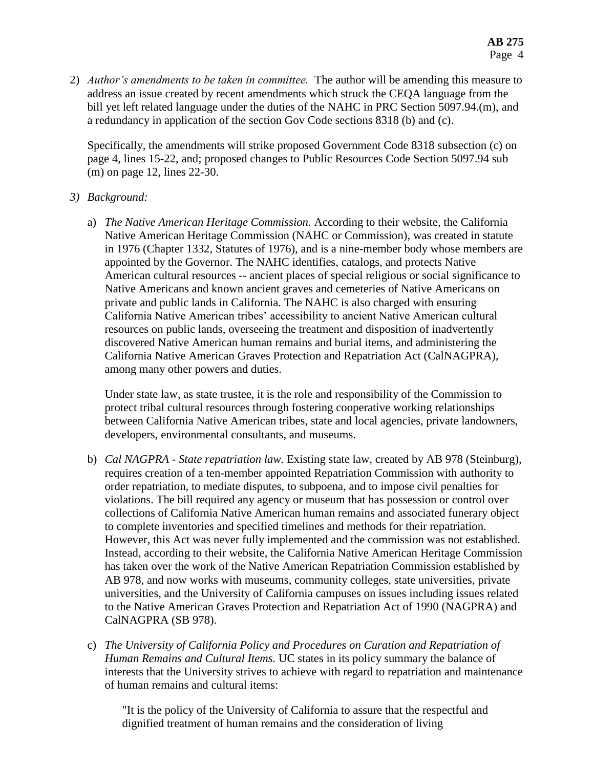2) *Author's amendments to be taken in committee.* The author will be amending this measure to address an issue created by recent amendments which struck the CEQA language from the bill yet left related language under the duties of the NAHC in PRC Section 5097.94.(m), and a redundancy in application of the section Gov Code sections 8318 (b) and (c).

   Specifically, the amendments will strike proposed Government Code 8318 subsection (c) on page 4, lines 15-22, and; proposed changes to Public Resources Code Section 5097.94 sub (m) on page 12, lines 22-30.

3) *Background:*

   a) *The Native American Heritage Commission.* According to their website, the California Native American Heritage Commission (NAHC or Commission), was created in statute in 1976 (Chapter 1332, Statutes of 1976), and is a nine-member body whose members are appointed by the Governor. The NAHC identifies, catalogs, and protects Native American cultural resources -- ancient places of special religious or social significance to Native Americans and known ancient graves and cemeteries of Native Americans on private and public lands in California. The NAHC is also charged with ensuring California Native American tribes' accessibility to ancient Native American cultural resources on public lands, overseeing the treatment and disposition of inadvertently discovered Native American human remains and burial items, and administering the California Native American Graves Protection and Repatriation Act (CalNAGPRA), among many other powers and duties.

      Under state law, as state trustee, it is the role and responsibility of the Commission to protect tribal cultural resources through fostering cooperative working relationships between California Native American tribes, state and local agencies, private landowners, developers, environmental consultants, and museums.

   b) *Cal NAGPRA - State repatriation law.* Existing state law, created by AB 978 (Steinburg), requires creation of a ten-member appointed Repatriation Commission with authority to order repatriation, to mediate disputes, to subpoena, and to impose civil penalties for violations. The bill required any agency or museum that has possession or control over collections of California Native American human remains and associated funerary object to complete inventories and specified timelines and methods for their repatriation. However, this Act was never fully implemented and the commission was not established. Instead, according to their website, the California Native American Heritage Commission has taken over the work of the Native American Repatriation Commission established by AB 978, and now works with museums, community colleges, state universities, private universities, and the University of California campuses on issues including issues related to the Native American Graves Protection and Repatriation Act of 1990 (NAGPRA) and CalNAGPRA (SB 978).

   c) *The University of California Policy and Procedures on Curation and Repatriation of Human Remains and Cultural Items.* UC states in its policy summary the balance of interests that the University strives to achieve with regard to repatriation and maintenance of human remains and cultural items:

      "It is the policy of the University of California to assure that the respectful and dignified treatment of human remains and the consideration of living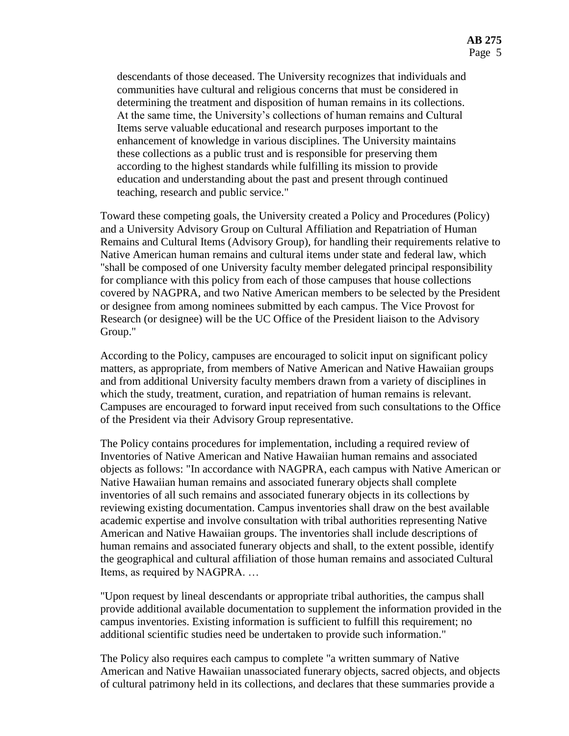descendants of those deceased. The University recognizes that individuals and communities have cultural and religious concerns that must be considered in determining the treatment and disposition of human remains in its collections. At the same time, the University's collections of human remains and Cultural Items serve valuable educational and research purposes important to the enhancement of knowledge in various disciplines. The University maintains these collections as a public trust and is responsible for preserving them according to the highest standards while fulfilling its mission to provide education and understanding about the past and present through continued teaching, research and public service."

Toward these competing goals, the University created a Policy and Procedures (Policy) and a University Advisory Group on Cultural Affiliation and Repatriation of Human Remains and Cultural Items (Advisory Group), for handling their requirements relative to Native American human remains and cultural items under state and federal law, which "shall be composed of one University faculty member delegated principal responsibility for compliance with this policy from each of those campuses that house collections covered by NAGPRA, and two Native American members to be selected by the President or designee from among nominees submitted by each campus. The Vice Provost for Research (or designee) will be the UC Office of the President liaison to the Advisory Group."

According to the Policy, campuses are encouraged to solicit input on significant policy matters, as appropriate, from members of Native American and Native Hawaiian groups and from additional University faculty members drawn from a variety of disciplines in which the study, treatment, curation, and repatriation of human remains is relevant. Campuses are encouraged to forward input received from such consultations to the Office of the President via their Advisory Group representative.

The Policy contains procedures for implementation, including a required review of Inventories of Native American and Native Hawaiian human remains and associated objects as follows: "In accordance with NAGPRA, each campus with Native American or Native Hawaiian human remains and associated funerary objects shall complete inventories of all such remains and associated funerary objects in its collections by reviewing existing documentation. Campus inventories shall draw on the best available academic expertise and involve consultation with tribal authorities representing Native American and Native Hawaiian groups. The inventories shall include descriptions of human remains and associated funerary objects and shall, to the extent possible, identify the geographical and cultural affiliation of those human remains and associated Cultural Items, as required by NAGPRA. …

"Upon request by lineal descendants or appropriate tribal authorities, the campus shall provide additional available documentation to supplement the information provided in the campus inventories. Existing information is sufficient to fulfill this requirement; no additional scientific studies need be undertaken to provide such information."

The Policy also requires each campus to complete "a written summary of Native American and Native Hawaiian unassociated funerary objects, sacred objects, and objects of cultural patrimony held in its collections, and declares that these summaries provide a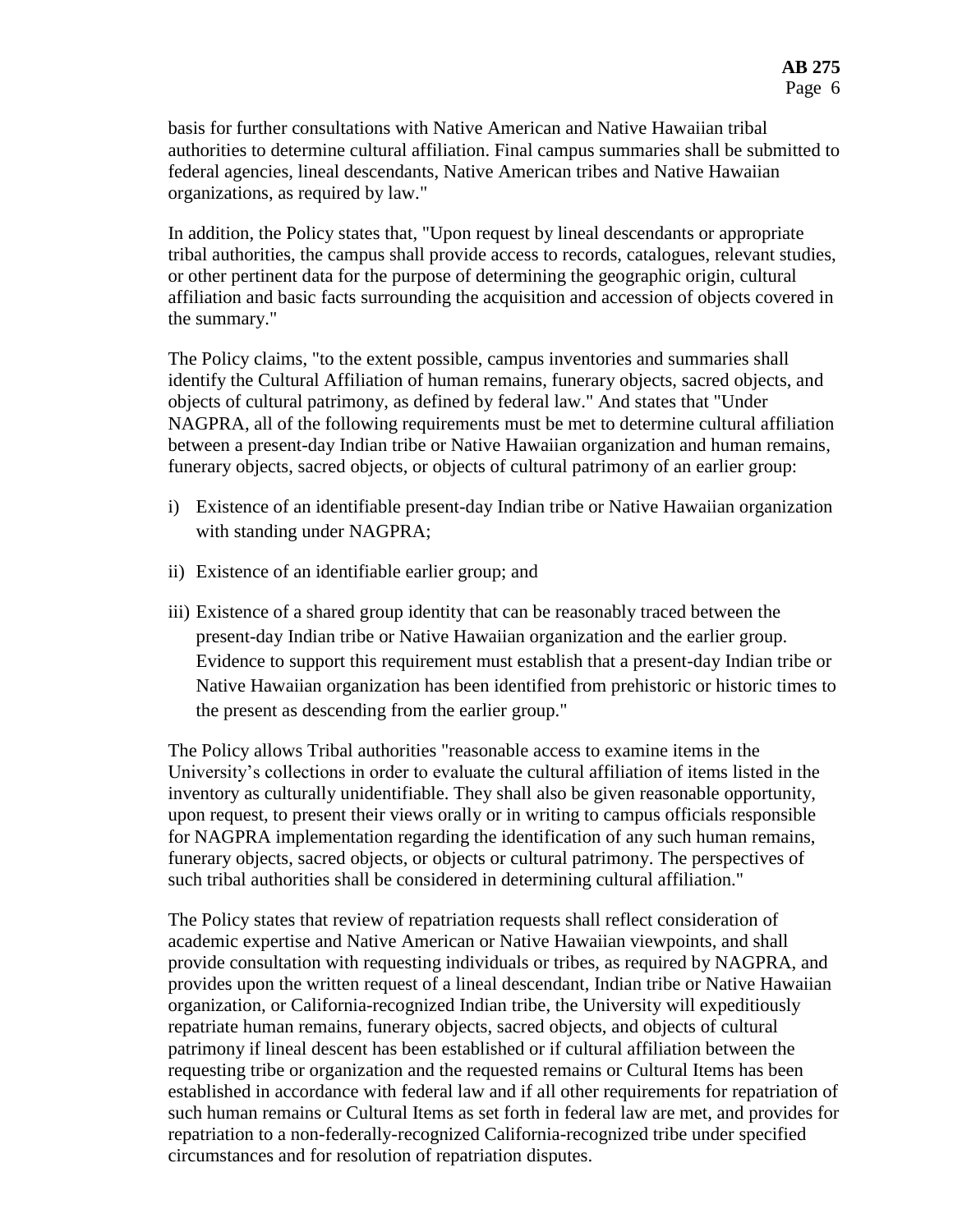basis for further consultations with Native American and Native Hawaiian tribal authorities to determine cultural affiliation. Final campus summaries shall be submitted to federal agencies, lineal descendants, Native American tribes and Native Hawaiian organizations, as required by law."

In addition, the Policy states that, "Upon request by lineal descendants or appropriate tribal authorities, the campus shall provide access to records, catalogues, relevant studies, or other pertinent data for the purpose of determining the geographic origin, cultural affiliation and basic facts surrounding the acquisition and accession of objects covered in the summary."

The Policy claims, "to the extent possible, campus inventories and summaries shall identify the Cultural Affiliation of human remains, funerary objects, sacred objects, and objects of cultural patrimony, as defined by federal law." And states that "Under NAGPRA, all of the following requirements must be met to determine cultural affiliation between a present-day Indian tribe or Native Hawaiian organization and human remains, funerary objects, sacred objects, or objects of cultural patrimony of an earlier group:

i) Existence of an identifiable present-day Indian tribe or Native Hawaiian organization with standing under NAGPRA;

ii) Existence of an identifiable earlier group; and

iii) Existence of a shared group identity that can be reasonably traced between the present-day Indian tribe or Native Hawaiian organization and the earlier group. Evidence to support this requirement must establish that a present-day Indian tribe or Native Hawaiian organization has been identified from prehistoric or historic times to the present as descending from the earlier group."

The Policy allows Tribal authorities "reasonable access to examine items in the University's collections in order to evaluate the cultural affiliation of items listed in the inventory as culturally unidentifiable. They shall also be given reasonable opportunity, upon request, to present their views orally or in writing to campus officials responsible for NAGPRA implementation regarding the identification of any such human remains, funerary objects, sacred objects, or objects or cultural patrimony. The perspectives of such tribal authorities shall be considered in determining cultural affiliation."

The Policy states that review of repatriation requests shall reflect consideration of academic expertise and Native American or Native Hawaiian viewpoints, and shall provide consultation with requesting individuals or tribes, as required by NAGPRA, and provides upon the written request of a lineal descendant, Indian tribe or Native Hawaiian organization, or California-recognized Indian tribe, the University will expeditiously repatriate human remains, funerary objects, sacred objects, and objects of cultural patrimony if lineal descent has been established or if cultural affiliation between the requesting tribe or organization and the requested remains or Cultural Items has been established in accordance with federal law and if all other requirements for repatriation of such human remains or Cultural Items as set forth in federal law are met, and provides for repatriation to a non-federally-recognized California-recognized tribe under specified circumstances and for resolution of repatriation disputes.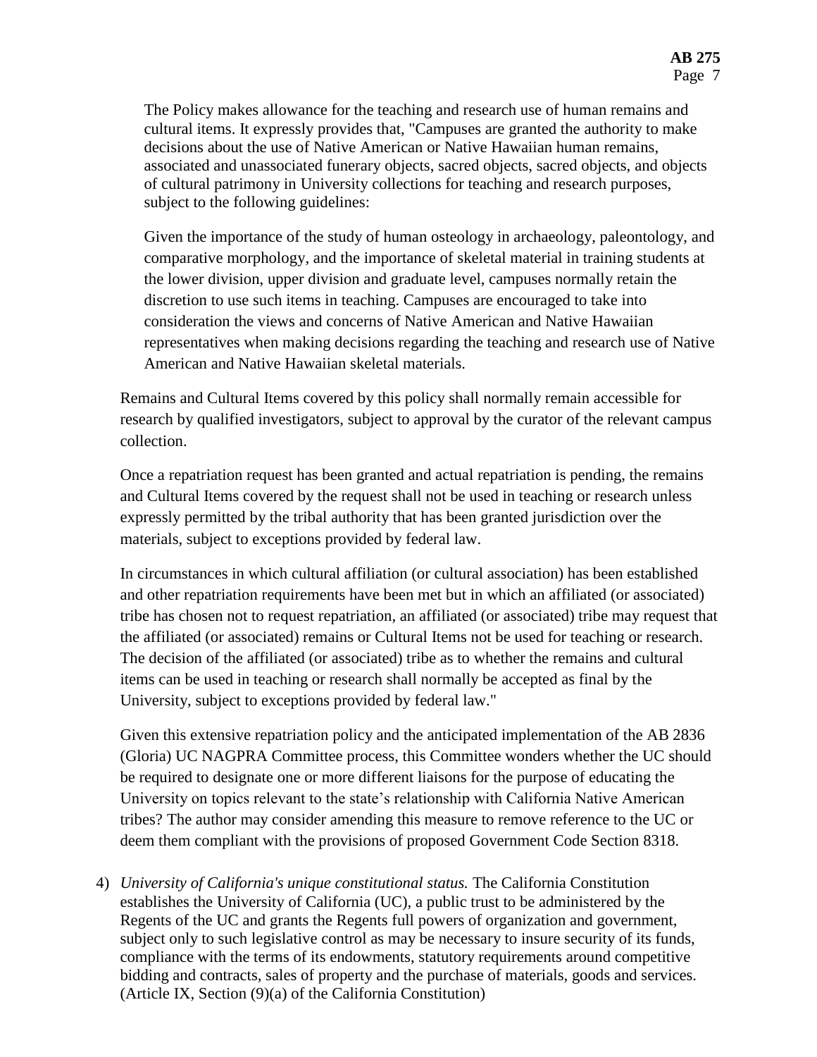The Policy makes allowance for the teaching and research use of human remains and cultural items. It expressly provides that, "Campuses are granted the authority to make decisions about the use of Native American or Native Hawaiian human remains, associated and unassociated funerary objects, sacred objects, sacred objects, and objects of cultural patrimony in University collections for teaching and research purposes, subject to the following guidelines:

Given the importance of the study of human osteology in archaeology, paleontology, and comparative morphology, and the importance of skeletal material in training students at the lower division, upper division and graduate level, campuses normally retain the discretion to use such items in teaching. Campuses are encouraged to take into consideration the views and concerns of Native American and Native Hawaiian representatives when making decisions regarding the teaching and research use of Native American and Native Hawaiian skeletal materials.

Remains and Cultural Items covered by this policy shall normally remain accessible for research by qualified investigators, subject to approval by the curator of the relevant campus collection.

Once a repatriation request has been granted and actual repatriation is pending, the remains and Cultural Items covered by the request shall not be used in teaching or research unless expressly permitted by the tribal authority that has been granted jurisdiction over the materials, subject to exceptions provided by federal law.

In circumstances in which cultural affiliation (or cultural association) has been established and other repatriation requirements have been met but in which an affiliated (or associated) tribe has chosen not to request repatriation, an affiliated (or associated) tribe may request that the affiliated (or associated) remains or Cultural Items not be used for teaching or research. The decision of the affiliated (or associated) tribe as to whether the remains and cultural items can be used in teaching or research shall normally be accepted as final by the University, subject to exceptions provided by federal law."

Given this extensive repatriation policy and the anticipated implementation of the AB 2836 (Gloria) UC NAGPRA Committee process, this Committee wonders whether the UC should be required to designate one or more different liaisons for the purpose of educating the University on topics relevant to the state's relationship with California Native American tribes? The author may consider amending this measure to remove reference to the UC or deem them compliant with the provisions of proposed Government Code Section 8318.

4) *University of California's unique constitutional status.* The California Constitution establishes the University of California (UC), a public trust to be administered by the Regents of the UC and grants the Regents full powers of organization and government, subject only to such legislative control as may be necessary to insure security of its funds, compliance with the terms of its endowments, statutory requirements around competitive bidding and contracts, sales of property and the purchase of materials, goods and services. (Article IX, Section (9)(a) of the California Constitution)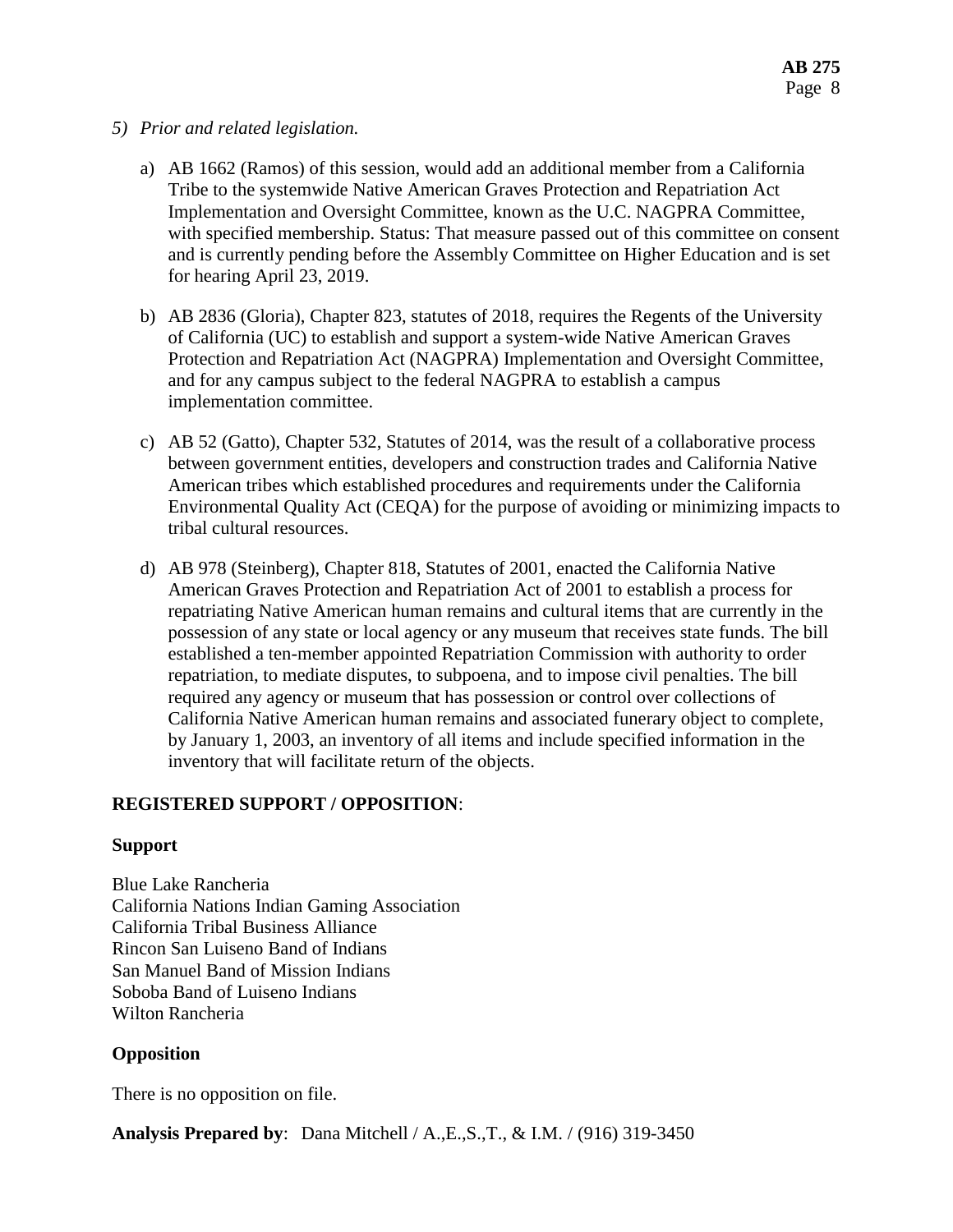*5) Prior and related legislation.*

a) AB 1662 (Ramos) of this session, would add an additional member from a California Tribe to the systemwide Native American Graves Protection and Repatriation Act Implementation and Oversight Committee, known as the U.C. NAGPRA Committee, with specified membership. Status: That measure passed out of this committee on consent and is currently pending before the Assembly Committee on Higher Education and is set for hearing April 23, 2019.

b) AB 2836 (Gloria), Chapter 823, statutes of 2018, requires the Regents of the University of California (UC) to establish and support a system-wide Native American Graves Protection and Repatriation Act (NAGPRA) Implementation and Oversight Committee, and for any campus subject to the federal NAGPRA to establish a campus implementation committee.

c) AB 52 (Gatto), Chapter 532, Statutes of 2014, was the result of a collaborative process between government entities, developers and construction trades and California Native American tribes which established procedures and requirements under the California Environmental Quality Act (CEQA) for the purpose of avoiding or minimizing impacts to tribal cultural resources.

d) AB 978 (Steinberg), Chapter 818, Statutes of 2001, enacted the California Native American Graves Protection and Repatriation Act of 2001 to establish a process for repatriating Native American human remains and cultural items that are currently in the possession of any state or local agency or any museum that receives state funds. The bill established a ten-member appointed Repatriation Commission with authority to order repatriation, to mediate disputes, to subpoena, and to impose civil penalties. The bill required any agency or museum that has possession or control over collections of California Native American human remains and associated funerary object to complete, by January 1, 2003, an inventory of all items and include specified information in the inventory that will facilitate return of the objects.

**REGISTERED SUPPORT / OPPOSITION**:

**Support**

Blue Lake Rancheria
California Nations Indian Gaming Association
California Tribal Business Alliance
Rincon San Luiseno Band of Indians
San Manuel Band of Mission Indians
Soboba Band of Luiseno Indians
Wilton Rancheria

**Opposition**

There is no opposition on file.

**Analysis Prepared by**: Dana Mitchell / A.,E.,S.,T., & I.M. / (916) 319-3450